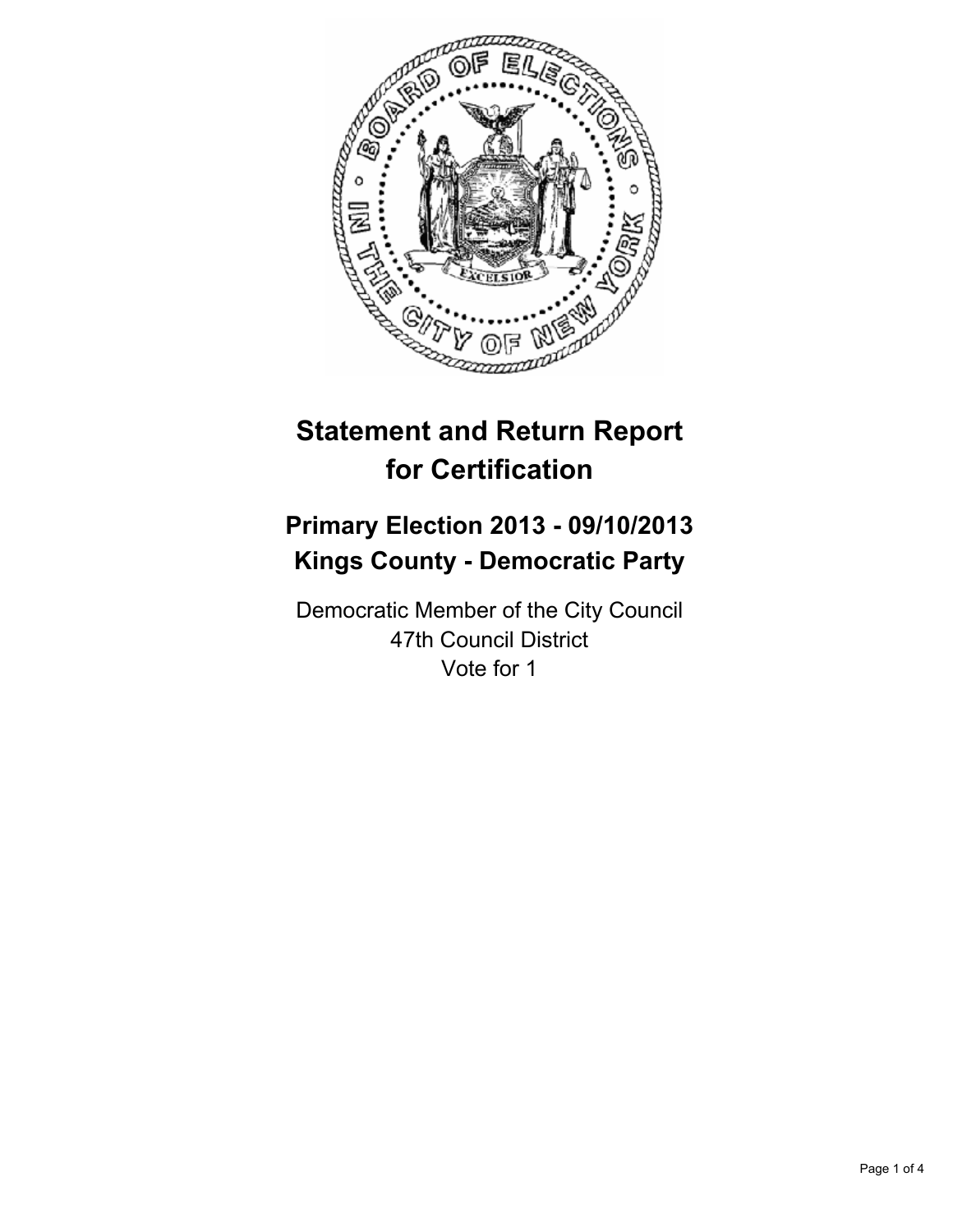# Statement and Return Report for Certification

## Primary Election 2013 - 09/10/2013
## Kings County - Democratic Party

Democratic Member of the City Council
47th Council District
Vote for 1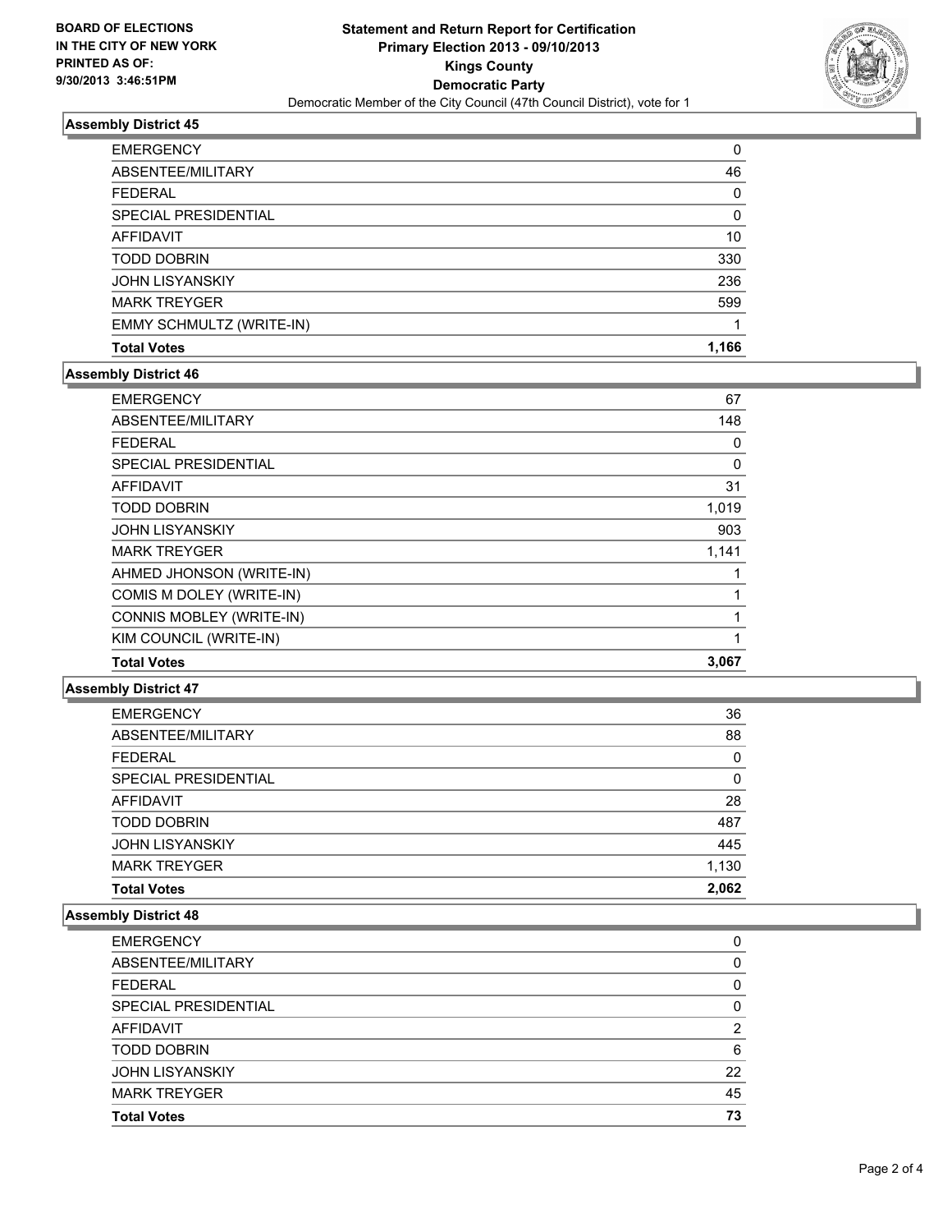**BOARD OF ELECTIONS IN THE CITY OF NEW YORK PRINTED AS OF: 9/30/2013 3:46:51PM**

**Statement and Return Report for Certification**
**Primary Election 2013 - 09/10/2013**
**Kings County**
**Democratic Party**
Democratic Member of the City Council (47th Council District), vote for 1

### Assembly District 45

| | |
|---|---|
| EMERGENCY | 0 |
| ABSENTEE/MILITARY | 46 |
| FEDERAL | 0 |
| SPECIAL PRESIDENTIAL | 0 |
| AFFIDAVIT | 10 |
| TODD DOBRIN | 330 |
| JOHN LISYANSKIY | 236 |
| MARK TREYGER | 599 |
| EMMY SCHMULTZ (WRITE-IN) | 1 |
| **Total Votes** | **1,166** |

### Assembly District 46

| | |
|---|---|
| EMERGENCY | 67 |
| ABSENTEE/MILITARY | 148 |
| FEDERAL | 0 |
| SPECIAL PRESIDENTIAL | 0 |
| AFFIDAVIT | 31 |
| TODD DOBRIN | 1,019 |
| JOHN LISYANSKIY | 903 |
| MARK TREYGER | 1,141 |
| AHMED JHONSON (WRITE-IN) | 1 |
| COMIS M DOLEY (WRITE-IN) | 1 |
| CONNIS MOBLEY (WRITE-IN) | 1 |
| KIM COUNCIL (WRITE-IN) | 1 |
| **Total Votes** | **3,067** |

### Assembly District 47

| | |
|---|---|
| EMERGENCY | 36 |
| ABSENTEE/MILITARY | 88 |
| FEDERAL | 0 |
| SPECIAL PRESIDENTIAL | 0 |
| AFFIDAVIT | 28 |
| TODD DOBRIN | 487 |
| JOHN LISYANSKIY | 445 |
| MARK TREYGER | 1,130 |
| **Total Votes** | **2,062** |

### Assembly District 48

| | |
|---|---|
| EMERGENCY | 0 |
| ABSENTEE/MILITARY | 0 |
| FEDERAL | 0 |
| SPECIAL PRESIDENTIAL | 0 |
| AFFIDAVIT | 2 |
| TODD DOBRIN | 6 |
| JOHN LISYANSKIY | 22 |
| MARK TREYGER | 45 |
| **Total Votes** | **73** |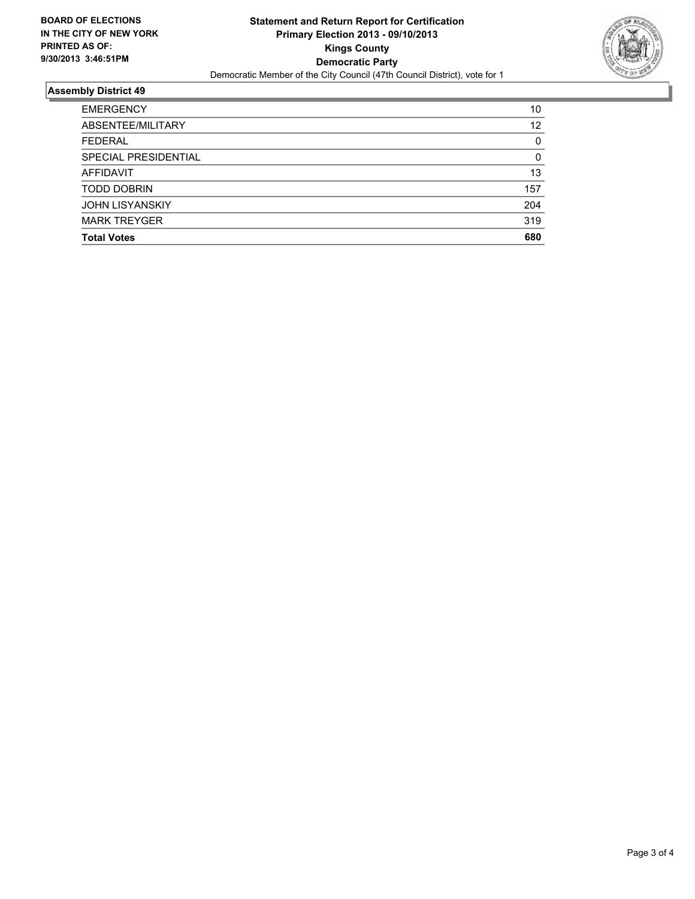**BOARD OF ELECTIONS IN THE CITY OF NEW YORK PRINTED AS OF: 9/30/2013 3:46:51PM**

**Statement and Return Report for Certification**
**Primary Election 2013 - 09/10/2013**
**Kings County**
**Democratic Party**
Democratic Member of the City Council (47th Council District), vote for 1

## Assembly District 49

| | |
|---|---|
| EMERGENCY | 10 |
| ABSENTEE/MILITARY | 12 |
| FEDERAL | 0 |
| SPECIAL PRESIDENTIAL | 0 |
| AFFIDAVIT | 13 |
| TODD DOBRIN | 157 |
| JOHN LISYANSKIY | 204 |
| MARK TREYGER | 319 |
| **Total Votes** | **680** |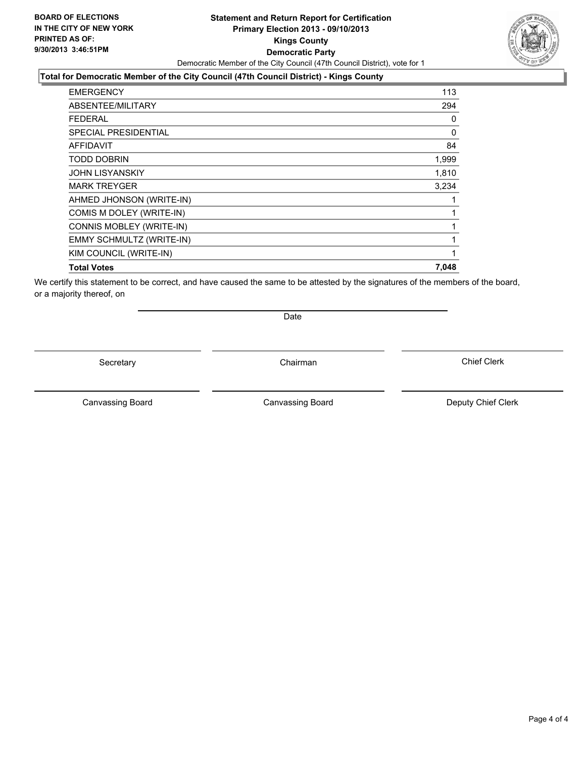**BOARD OF ELECTIONS**
**IN THE CITY OF NEW YORK**
**PRINTED AS OF:**
**9/30/2013 3:46:51PM**

**Statement and Return Report for Certification**
**Primary Election 2013 - 09/10/2013**
**Kings County**
**Democratic Party**
Democratic Member of the City Council (47th Council District), vote for 1

### Total for Democratic Member of the City Council (47th Council District) - Kings County

| | |
|---|---|
| EMERGENCY | 113 |
| ABSENTEE/MILITARY | 294 |
| FEDERAL | 0 |
| SPECIAL PRESIDENTIAL | 0 |
| AFFIDAVIT | 84 |
| TODD DOBRIN | 1,999 |
| JOHN LISYANSKIY | 1,810 |
| MARK TREYGER | 3,234 |
| AHMED JHONSON (WRITE-IN) | 1 |
| COMIS M DOLEY (WRITE-IN) | 1 |
| CONNIS MOBLEY (WRITE-IN) | 1 |
| EMMY SCHMULTZ (WRITE-IN) | 1 |
| KIM COUNCIL (WRITE-IN) | 1 |
| **Total Votes** | **7,048** |

We certify this statement to be correct, and have caused the same to be attested by the signatures of the members of the board, or a majority thereof, on

Date

Secretary

Chairman

Chief Clerk

Canvassing Board

Canvassing Board

Deputy Chief Clerk